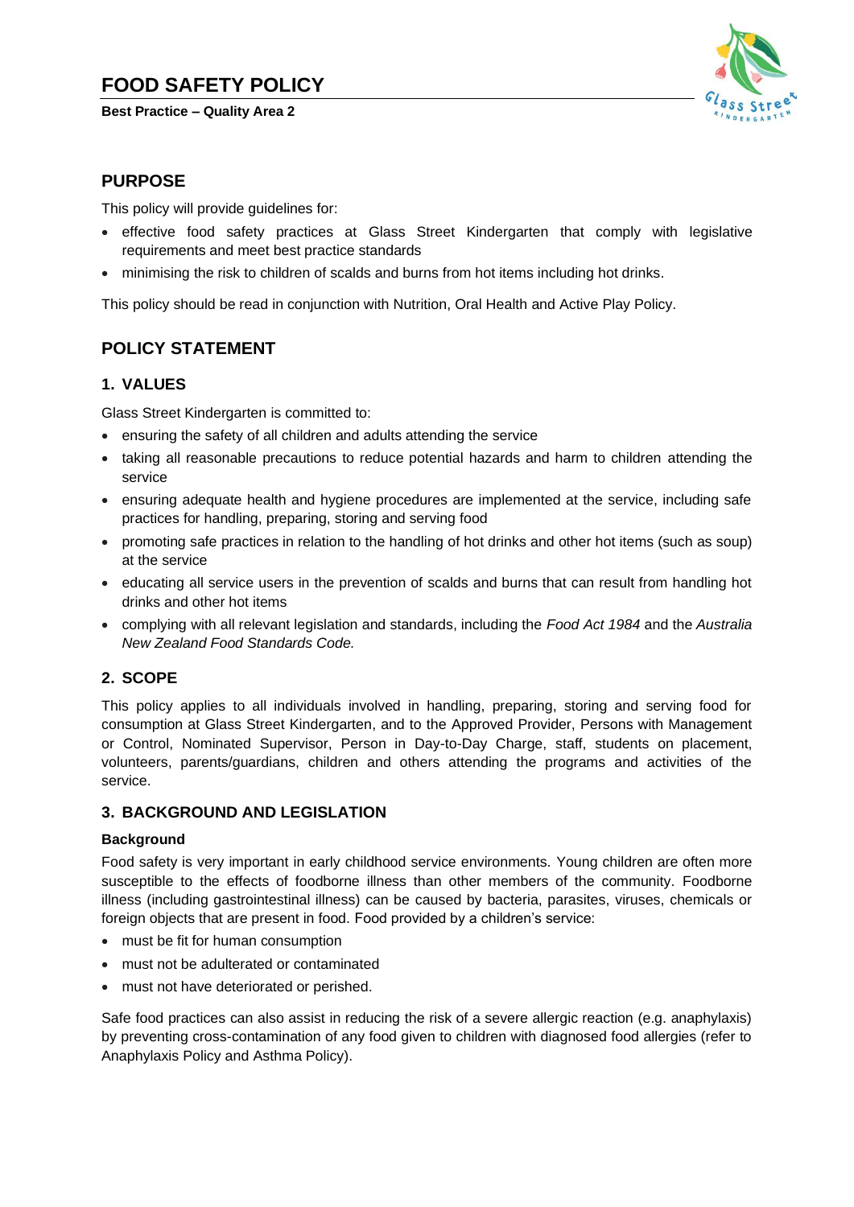# FOOD SAFETY POLICY

**Best Practice – Quality Area 2**

## PURPOSE

This policy will provide guidelines for:

- effective food safety practices at Glass Street Kindergarten that comply with legislative requirements and meet best practice standards
- minimising the risk to children of scalds and burns from hot items including hot drinks.

This policy should be read in conjunction with Nutrition, Oral Health and Active Play Policy.

## POLICY STATEMENT

### 1. VALUES

Glass Street Kindergarten is committed to:

- ensuring the safety of all children and adults attending the service
- taking all reasonable precautions to reduce potential hazards and harm to children attending the service
- ensuring adequate health and hygiene procedures are implemented at the service, including safe practices for handling, preparing, storing and serving food
- promoting safe practices in relation to the handling of hot drinks and other hot items (such as soup) at the service
- educating all service users in the prevention of scalds and burns that can result from handling hot drinks and other hot items
- complying with all relevant legislation and standards, including the *Food Act 1984* and the *Australia New Zealand Food Standards Code.*

### 2. SCOPE

This policy applies to all individuals involved in handling, preparing, storing and serving food for consumption at Glass Street Kindergarten, and to the Approved Provider, Persons with Management or Control, Nominated Supervisor, Person in Day-to-Day Charge, staff, students on placement, volunteers, parents/guardians, children and others attending the programs and activities of the service.

### 3. BACKGROUND AND LEGISLATION

**Background**

Food safety is very important in early childhood service environments. Young children are often more susceptible to the effects of foodborne illness than other members of the community. Foodborne illness (including gastrointestinal illness) can be caused by bacteria, parasites, viruses, chemicals or foreign objects that are present in food. Food provided by a children's service:

- must be fit for human consumption
- must not be adulterated or contaminated
- must not have deteriorated or perished.

Safe food practices can also assist in reducing the risk of a severe allergic reaction (e.g. anaphylaxis) by preventing cross-contamination of any food given to children with diagnosed food allergies (refer to Anaphylaxis Policy and Asthma Policy).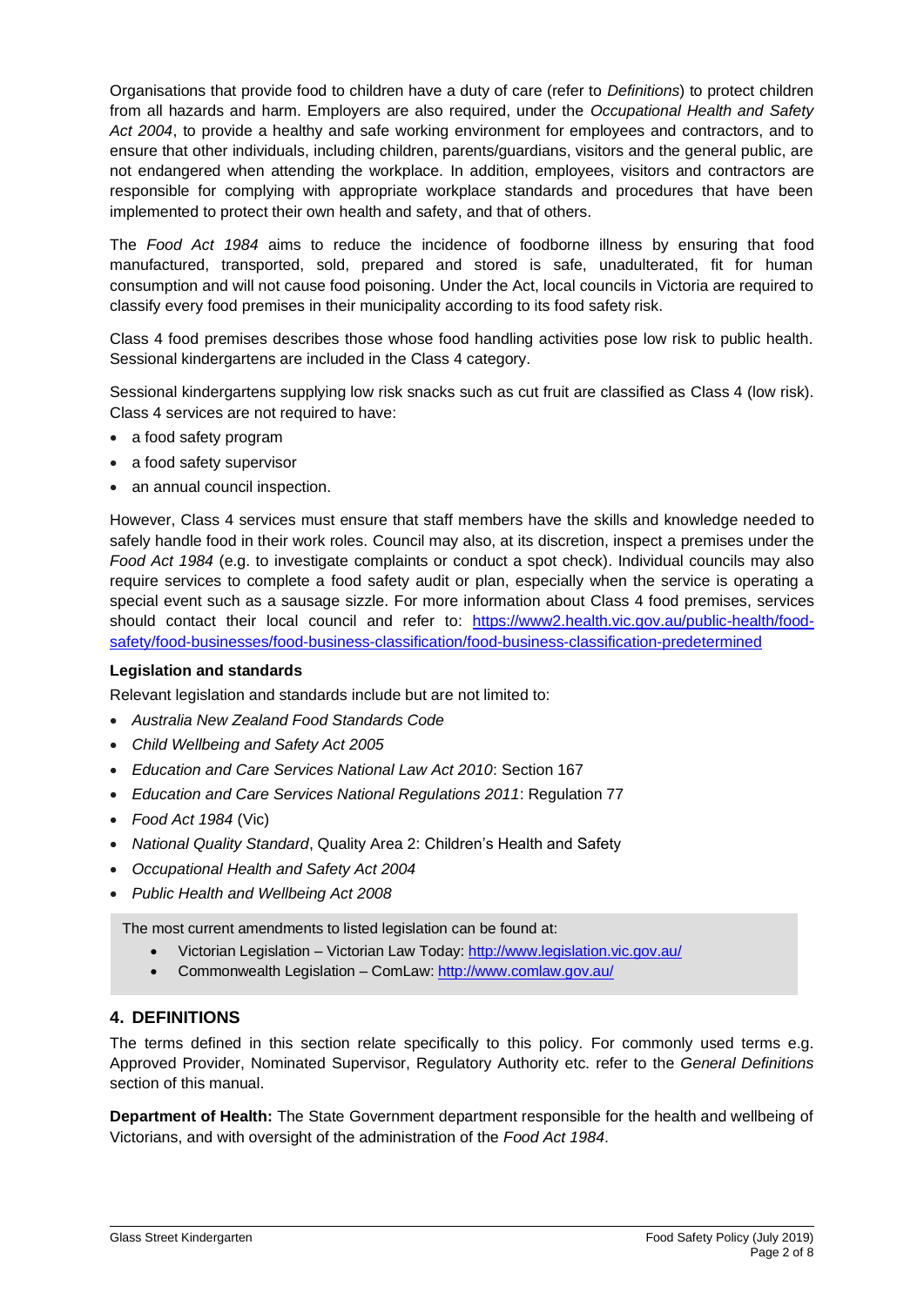Organisations that provide food to children have a duty of care (refer to *Definitions*) to protect children from all hazards and harm. Employers are also required, under the *Occupational Health and Safety Act 2004*, to provide a healthy and safe working environment for employees and contractors, and to ensure that other individuals, including children, parents/guardians, visitors and the general public, are not endangered when attending the workplace. In addition, employees, visitors and contractors are responsible for complying with appropriate workplace standards and procedures that have been implemented to protect their own health and safety, and that of others.

The *Food Act 1984* aims to reduce the incidence of foodborne illness by ensuring that food manufactured, transported, sold, prepared and stored is safe, unadulterated, fit for human consumption and will not cause food poisoning. Under the Act, local councils in Victoria are required to classify every food premises in their municipality according to its food safety risk.

Class 4 food premises describes those whose food handling activities pose low risk to public health. Sessional kindergartens are included in the Class 4 category.

Sessional kindergartens supplying low risk snacks such as cut fruit are classified as Class 4 (low risk). Class 4 services are not required to have:

- a food safety program
- a food safety supervisor
- an annual council inspection.

However, Class 4 services must ensure that staff members have the skills and knowledge needed to safely handle food in their work roles. Council may also, at its discretion, inspect a premises under the *Food Act 1984* (e.g. to investigate complaints or conduct a spot check). Individual councils may also require services to complete a food safety audit or plan, especially when the service is operating a special event such as a sausage sizzle. For more information about Class 4 food premises, services should contact their local council and refer to: https://www2.health.vic.gov.au/public-health/food-safety/food-businesses/food-business-classification/food-business-classification-predetermined

**Legislation and standards**

Relevant legislation and standards include but are not limited to:

- *Australia New Zealand Food Standards Code*
- *Child Wellbeing and Safety Act 2005*
- *Education and Care Services National Law Act 2010*: Section 167
- *Education and Care Services National Regulations 2011*: Regulation 77
- *Food Act 1984* (Vic)
- *National Quality Standard*, Quality Area 2: Children's Health and Safety
- *Occupational Health and Safety Act 2004*
- *Public Health and Wellbeing Act 2008*

The most current amendments to listed legislation can be found at:

- Victorian Legislation – Victorian Law Today: http://www.legislation.vic.gov.au/
- Commonwealth Legislation – ComLaw: http://www.comlaw.gov.au/

## 4. DEFINITIONS

The terms defined in this section relate specifically to this policy. For commonly used terms e.g. Approved Provider, Nominated Supervisor, Regulatory Authority etc. refer to the *General Definitions* section of this manual.

**Department of Health:** The State Government department responsible for the health and wellbeing of Victorians, and with oversight of the administration of the *Food Act 1984*.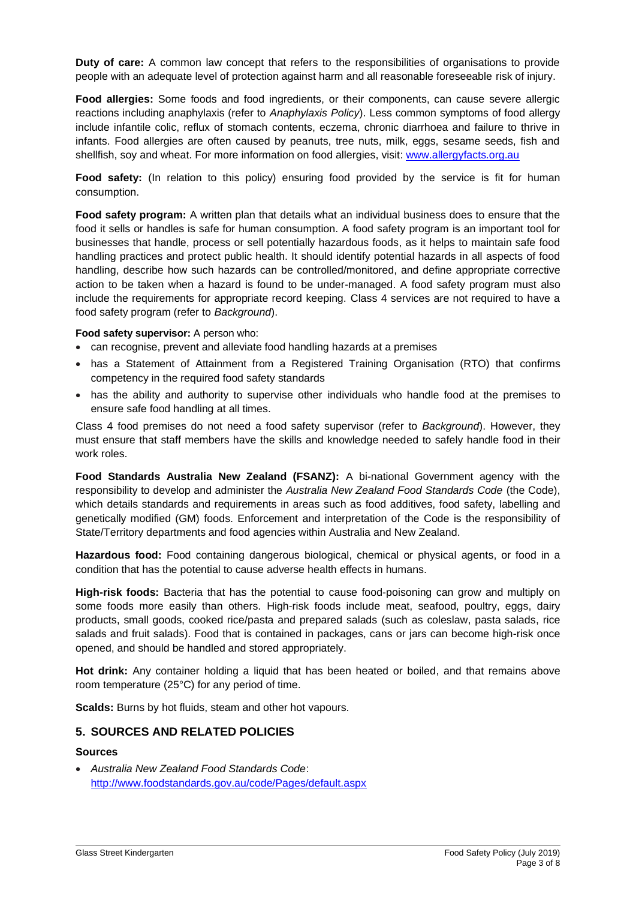**Duty of care:** A common law concept that refers to the responsibilities of organisations to provide people with an adequate level of protection against harm and all reasonable foreseeable risk of injury.

**Food allergies:** Some foods and food ingredients, or their components, can cause severe allergic reactions including anaphylaxis (refer to *Anaphylaxis Policy*). Less common symptoms of food allergy include infantile colic, reflux of stomach contents, eczema, chronic diarrhoea and failure to thrive in infants. Food allergies are often caused by peanuts, tree nuts, milk, eggs, sesame seeds, fish and shellfish, soy and wheat. For more information on food allergies, visit: [www.allergyfacts.org.au](www.allergyfacts.org.au)

**Food safety:** (In relation to this policy) ensuring food provided by the service is fit for human consumption.

**Food safety program:** A written plan that details what an individual business does to ensure that the food it sells or handles is safe for human consumption. A food safety program is an important tool for businesses that handle, process or sell potentially hazardous foods, as it helps to maintain safe food handling practices and protect public health. It should identify potential hazards in all aspects of food handling, describe how such hazards can be controlled/monitored, and define appropriate corrective action to be taken when a hazard is found to be under-managed. A food safety program must also include the requirements for appropriate record keeping. Class 4 services are not required to have a food safety program (refer to *Background*).

**Food safety supervisor:** A person who:

- can recognise, prevent and alleviate food handling hazards at a premises
- has a Statement of Attainment from a Registered Training Organisation (RTO) that confirms competency in the required food safety standards
- has the ability and authority to supervise other individuals who handle food at the premises to ensure safe food handling at all times.

Class 4 food premises do not need a food safety supervisor (refer to *Background*). However, they must ensure that staff members have the skills and knowledge needed to safely handle food in their work roles.

**Food Standards Australia New Zealand (FSANZ):** A bi-national Government agency with the responsibility to develop and administer the *Australia New Zealand Food Standards Code* (the Code), which details standards and requirements in areas such as food additives, food safety, labelling and genetically modified (GM) foods. Enforcement and interpretation of the Code is the responsibility of State/Territory departments and food agencies within Australia and New Zealand.

**Hazardous food:** Food containing dangerous biological, chemical or physical agents, or food in a condition that has the potential to cause adverse health effects in humans.

**High-risk foods:** Bacteria that has the potential to cause food-poisoning can grow and multiply on some foods more easily than others. High-risk foods include meat, seafood, poultry, eggs, dairy products, small goods, cooked rice/pasta and prepared salads (such as coleslaw, pasta salads, rice salads and fruit salads). Food that is contained in packages, cans or jars can become high-risk once opened, and should be handled and stored appropriately.

**Hot drink:** Any container holding a liquid that has been heated or boiled, and that remains above room temperature (25°C) for any period of time.

**Scalds:** Burns by hot fluids, steam and other hot vapours.

## 5. SOURCES AND RELATED POLICIES

### Sources

- *Australia New Zealand Food Standards Code*: [http://www.foodstandards.gov.au/code/Pages/default.aspx](http://www.foodstandards.gov.au/code/Pages/default.aspx)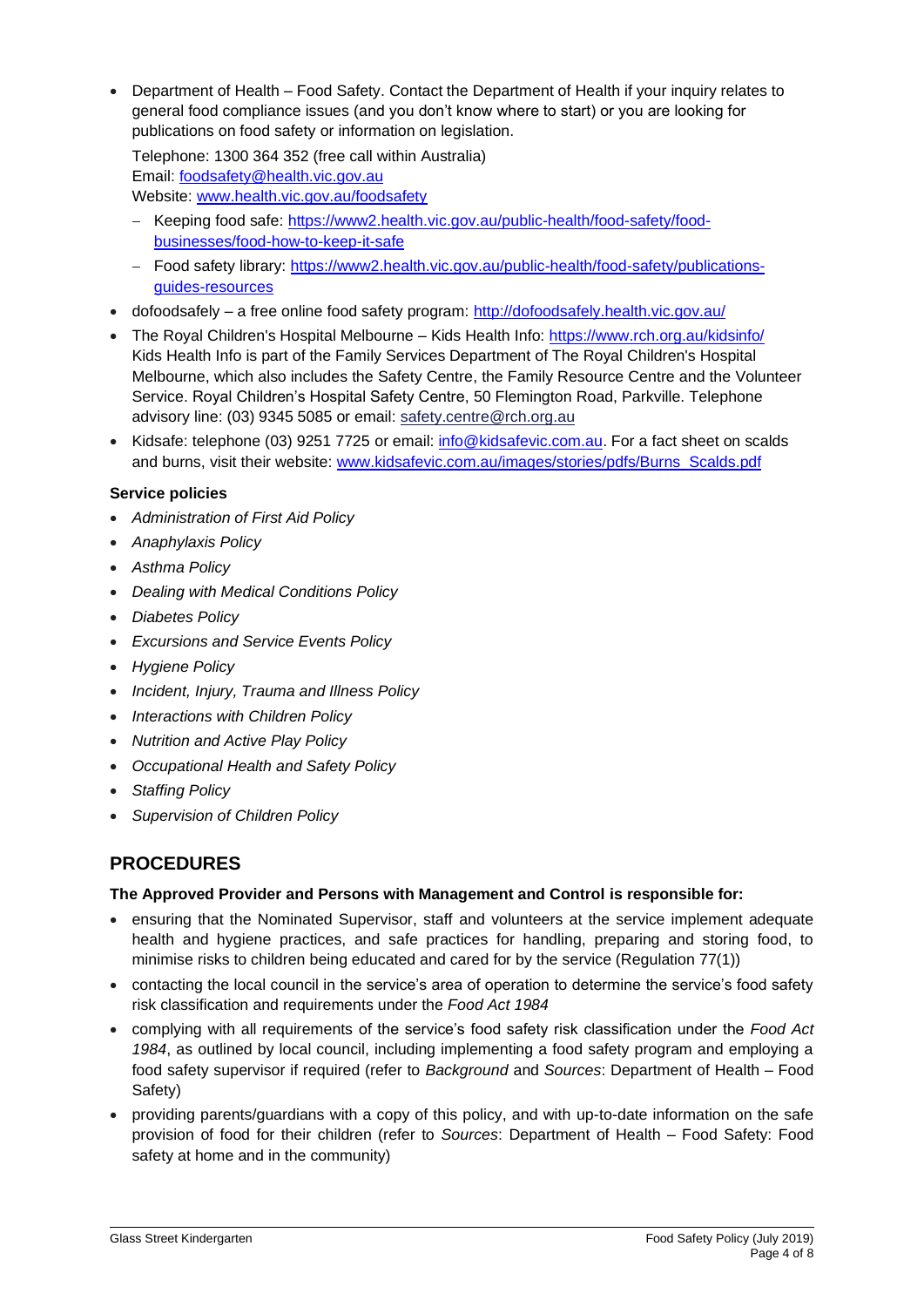- Department of Health – Food Safety. Contact the Department of Health if your inquiry relates to general food compliance issues (and you don't know where to start) or you are looking for publications on food safety or information on legislation.

  Telephone: 1300 364 352 (free call within Australia)
  Email: foodsafety@health.vic.gov.au
  Website: www.health.vic.gov.au/foodsafety

  - Keeping food safe: https://www2.health.vic.gov.au/public-health/food-safety/food-businesses/food-how-to-keep-it-safe
  - Food safety library: https://www2.health.vic.gov.au/public-health/food-safety/publications-guides-resources
- dofoodsafely – a free online food safety program: http://dofoodsafely.health.vic.gov.au/
- The Royal Children's Hospital Melbourne – Kids Health Info: https://www.rch.org.au/kidsinfo/ Kids Health Info is part of the Family Services Department of The Royal Children's Hospital Melbourne, which also includes the Safety Centre, the Family Resource Centre and the Volunteer Service. Royal Children's Hospital Safety Centre, 50 Flemington Road, Parkville. Telephone advisory line: (03) 9345 5085 or email: safety.centre@rch.org.au
- Kidsafe: telephone (03) 9251 7725 or email: info@kidsafevic.com.au. For a fact sheet on scalds and burns, visit their website: www.kidsafevic.com.au/images/stories/pdfs/Burns_Scalds.pdf

**Service policies**

- *Administration of First Aid Policy*
- *Anaphylaxis Policy*
- *Asthma Policy*
- *Dealing with Medical Conditions Policy*
- *Diabetes Policy*
- *Excursions and Service Events Policy*
- *Hygiene Policy*
- *Incident, Injury, Trauma and Illness Policy*
- *Interactions with Children Policy*
- *Nutrition and Active Play Policy*
- *Occupational Health and Safety Policy*
- *Staffing Policy*
- *Supervision of Children Policy*

## PROCEDURES

**The Approved Provider and Persons with Management and Control is responsible for:**

- ensuring that the Nominated Supervisor, staff and volunteers at the service implement adequate health and hygiene practices, and safe practices for handling, preparing and storing food, to minimise risks to children being educated and cared for by the service (Regulation 77(1))
- contacting the local council in the service's area of operation to determine the service's food safety risk classification and requirements under the *Food Act 1984*
- complying with all requirements of the service's food safety risk classification under the *Food Act 1984*, as outlined by local council, including implementing a food safety program and employing a food safety supervisor if required (refer to *Background* and *Sources*: Department of Health – Food Safety)
- providing parents/guardians with a copy of this policy, and with up-to-date information on the safe provision of food for their children (refer to *Sources*: Department of Health – Food Safety: Food safety at home and in the community)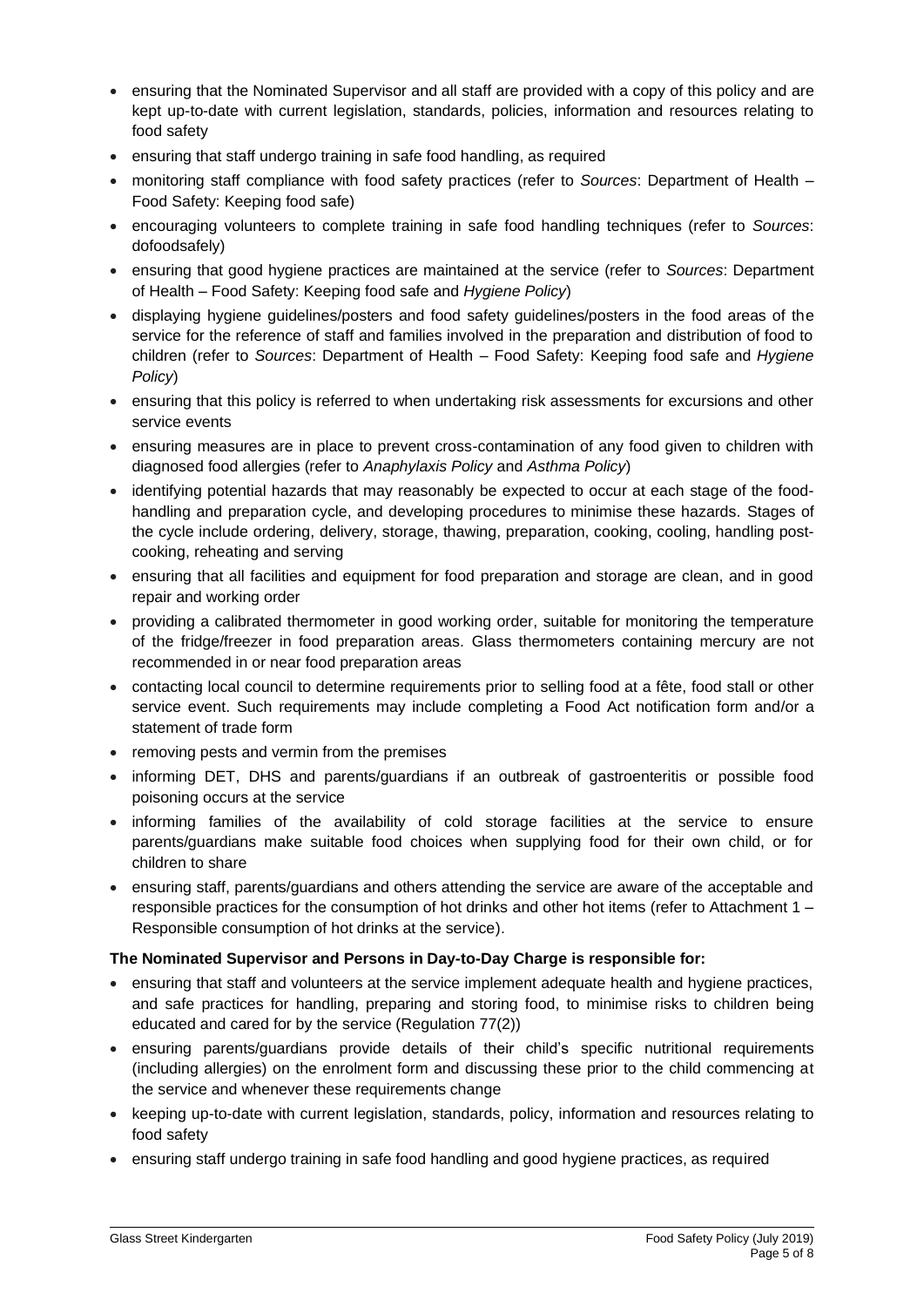- ensuring that the Nominated Supervisor and all staff are provided with a copy of this policy and are kept up-to-date with current legislation, standards, policies, information and resources relating to food safety
- ensuring that staff undergo training in safe food handling, as required
- monitoring staff compliance with food safety practices (refer to *Sources*: Department of Health – Food Safety: Keeping food safe)
- encouraging volunteers to complete training in safe food handling techniques (refer to *Sources*: dofoodsafely)
- ensuring that good hygiene practices are maintained at the service (refer to *Sources*: Department of Health – Food Safety: Keeping food safe and *Hygiene Policy*)
- displaying hygiene guidelines/posters and food safety guidelines/posters in the food areas of the service for the reference of staff and families involved in the preparation and distribution of food to children (refer to *Sources*: Department of Health – Food Safety: Keeping food safe and *Hygiene Policy*)
- ensuring that this policy is referred to when undertaking risk assessments for excursions and other service events
- ensuring measures are in place to prevent cross-contamination of any food given to children with diagnosed food allergies (refer to *Anaphylaxis Policy* and *Asthma Policy*)
- identifying potential hazards that may reasonably be expected to occur at each stage of the food-handling and preparation cycle, and developing procedures to minimise these hazards. Stages of the cycle include ordering, delivery, storage, thawing, preparation, cooking, cooling, handling post-cooking, reheating and serving
- ensuring that all facilities and equipment for food preparation and storage are clean, and in good repair and working order
- providing a calibrated thermometer in good working order, suitable for monitoring the temperature of the fridge/freezer in food preparation areas. Glass thermometers containing mercury are not recommended in or near food preparation areas
- contacting local council to determine requirements prior to selling food at a fête, food stall or other service event. Such requirements may include completing a Food Act notification form and/or a statement of trade form
- removing pests and vermin from the premises
- informing DET, DHS and parents/guardians if an outbreak of gastroenteritis or possible food poisoning occurs at the service
- informing families of the availability of cold storage facilities at the service to ensure parents/guardians make suitable food choices when supplying food for their own child, or for children to share
- ensuring staff, parents/guardians and others attending the service are aware of the acceptable and responsible practices for the consumption of hot drinks and other hot items (refer to Attachment 1 – Responsible consumption of hot drinks at the service).

**The Nominated Supervisor and Persons in Day-to-Day Charge is responsible for:**

- ensuring that staff and volunteers at the service implement adequate health and hygiene practices, and safe practices for handling, preparing and storing food, to minimise risks to children being educated and cared for by the service (Regulation 77(2))
- ensuring parents/guardians provide details of their child's specific nutritional requirements (including allergies) on the enrolment form and discussing these prior to the child commencing at the service and whenever these requirements change
- keeping up-to-date with current legislation, standards, policy, information and resources relating to food safety
- ensuring staff undergo training in safe food handling and good hygiene practices, as required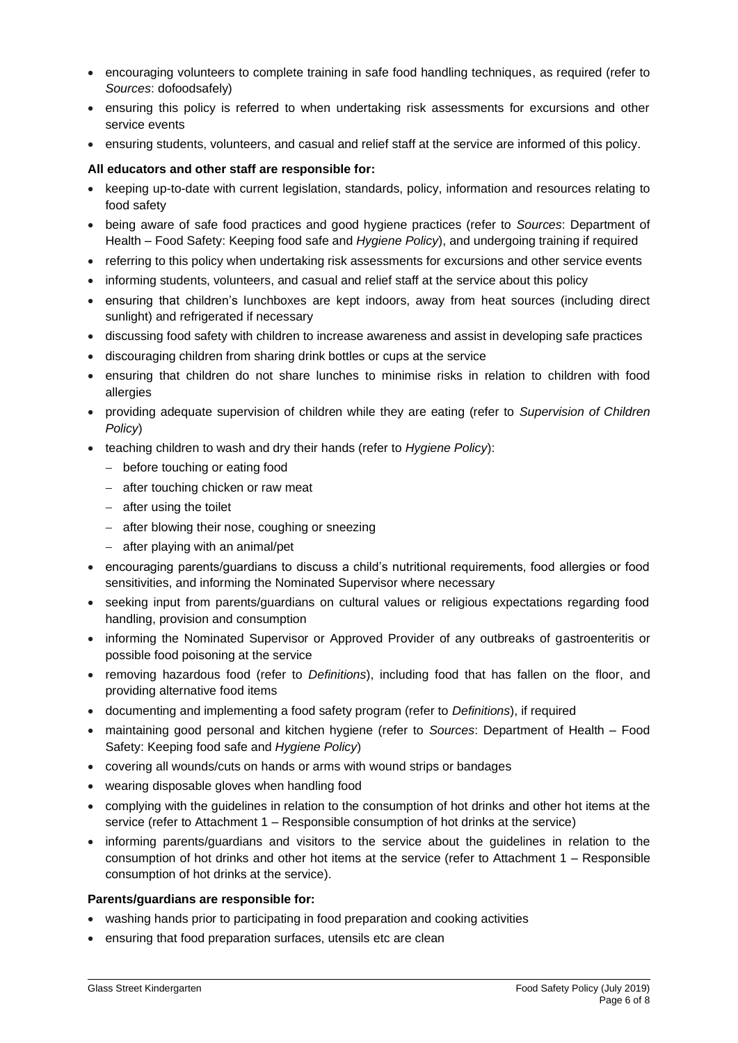- encouraging volunteers to complete training in safe food handling techniques, as required (refer to *Sources*: dofoodsafely)
- ensuring this policy is referred to when undertaking risk assessments for excursions and other service events
- ensuring students, volunteers, and casual and relief staff at the service are informed of this policy.

**All educators and other staff are responsible for:**

- keeping up-to-date with current legislation, standards, policy, information and resources relating to food safety
- being aware of safe food practices and good hygiene practices (refer to *Sources*: Department of Health – Food Safety: Keeping food safe and *Hygiene Policy*), and undergoing training if required
- referring to this policy when undertaking risk assessments for excursions and other service events
- informing students, volunteers, and casual and relief staff at the service about this policy
- ensuring that children's lunchboxes are kept indoors, away from heat sources (including direct sunlight) and refrigerated if necessary
- discussing food safety with children to increase awareness and assist in developing safe practices
- discouraging children from sharing drink bottles or cups at the service
- ensuring that children do not share lunches to minimise risks in relation to children with food allergies
- providing adequate supervision of children while they are eating (refer to *Supervision of Children Policy*)
- teaching children to wash and dry their hands (refer to *Hygiene Policy*):
  - before touching or eating food
  - after touching chicken or raw meat
  - after using the toilet
  - after blowing their nose, coughing or sneezing
  - after playing with an animal/pet
- encouraging parents/guardians to discuss a child's nutritional requirements, food allergies or food sensitivities, and informing the Nominated Supervisor where necessary
- seeking input from parents/guardians on cultural values or religious expectations regarding food handling, provision and consumption
- informing the Nominated Supervisor or Approved Provider of any outbreaks of gastroenteritis or possible food poisoning at the service
- removing hazardous food (refer to *Definitions*), including food that has fallen on the floor, and providing alternative food items
- documenting and implementing a food safety program (refer to *Definitions*), if required
- maintaining good personal and kitchen hygiene (refer to *Sources*: Department of Health – Food Safety: Keeping food safe and *Hygiene Policy*)
- covering all wounds/cuts on hands or arms with wound strips or bandages
- wearing disposable gloves when handling food
- complying with the guidelines in relation to the consumption of hot drinks and other hot items at the service (refer to Attachment 1 – Responsible consumption of hot drinks at the service)
- informing parents/guardians and visitors to the service about the guidelines in relation to the consumption of hot drinks and other hot items at the service (refer to Attachment 1 – Responsible consumption of hot drinks at the service).

**Parents/guardians are responsible for:**

- washing hands prior to participating in food preparation and cooking activities
- ensuring that food preparation surfaces, utensils etc are clean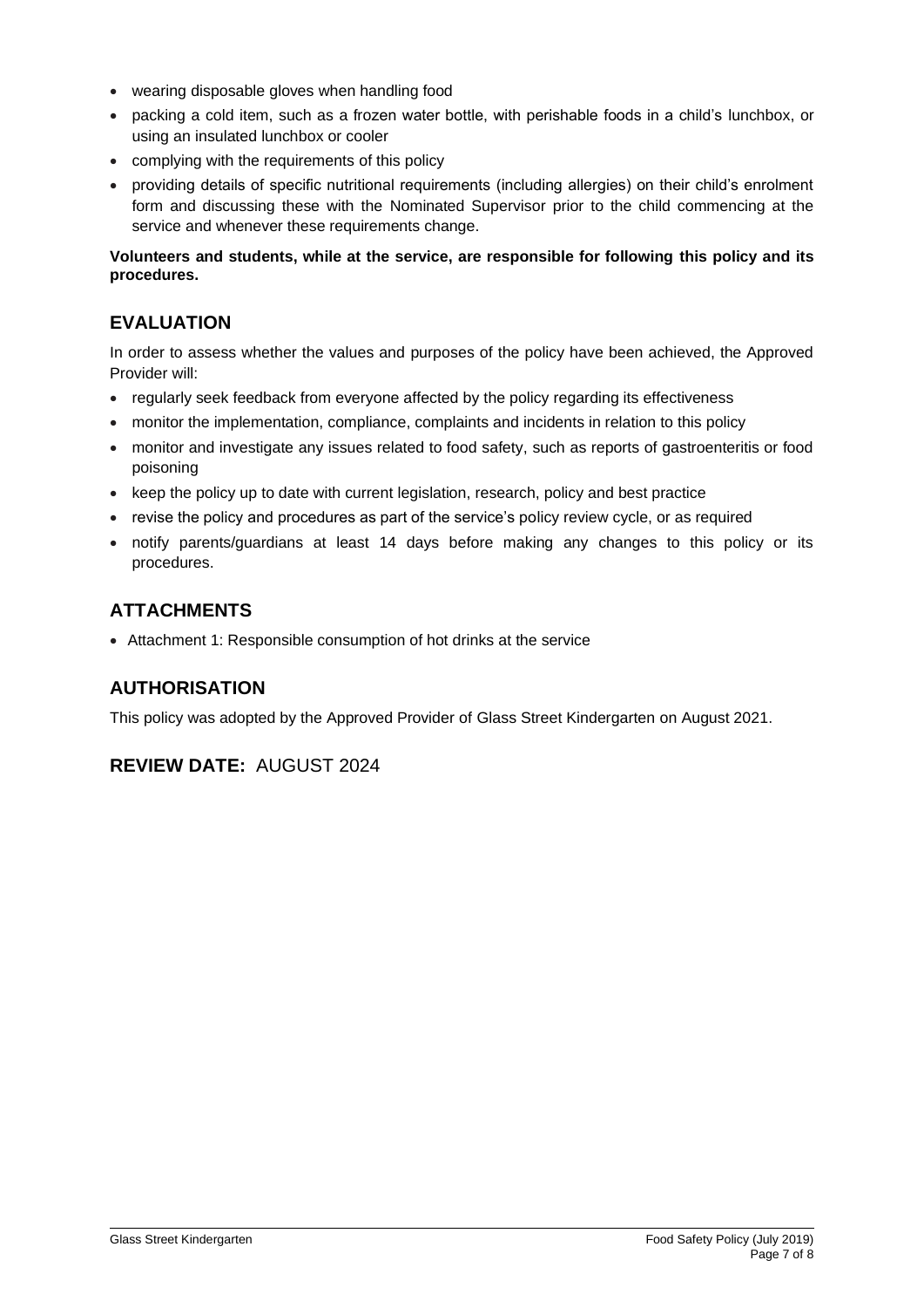- wearing disposable gloves when handling food
- packing a cold item, such as a frozen water bottle, with perishable foods in a child's lunchbox, or using an insulated lunchbox or cooler
- complying with the requirements of this policy
- providing details of specific nutritional requirements (including allergies) on their child's enrolment form and discussing these with the Nominated Supervisor prior to the child commencing at the service and whenever these requirements change.

**Volunteers and students, while at the service, are responsible for following this policy and its procedures.**

## EVALUATION

In order to assess whether the values and purposes of the policy have been achieved, the Approved Provider will:

- regularly seek feedback from everyone affected by the policy regarding its effectiveness
- monitor the implementation, compliance, complaints and incidents in relation to this policy
- monitor and investigate any issues related to food safety, such as reports of gastroenteritis or food poisoning
- keep the policy up to date with current legislation, research, policy and best practice
- revise the policy and procedures as part of the service's policy review cycle, or as required
- notify parents/guardians at least 14 days before making any changes to this policy or its procedures.

## ATTACHMENTS

- Attachment 1: Responsible consumption of hot drinks at the service

## AUTHORISATION

This policy was adopted by the Approved Provider of Glass Street Kindergarten on August 2021.

## REVIEW DATE: AUGUST 2024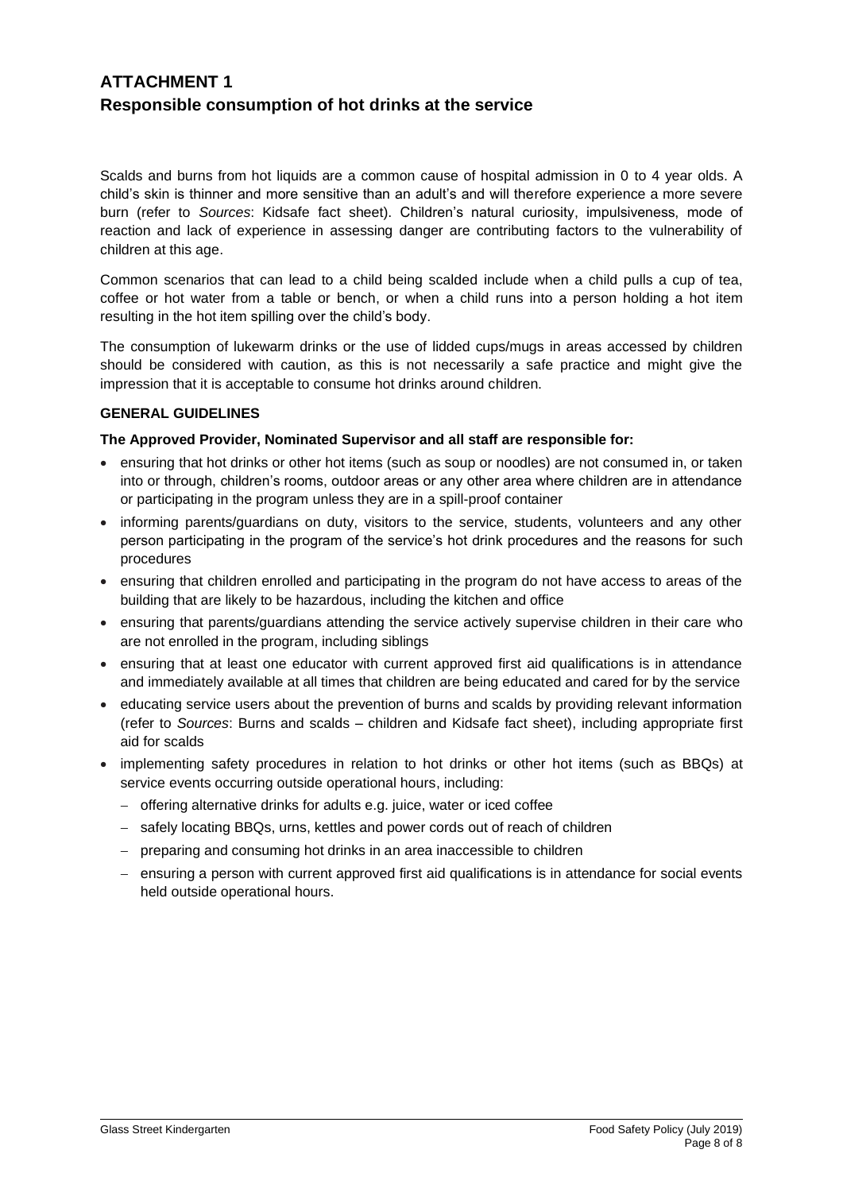# ATTACHMENT 1
## Responsible consumption of hot drinks at the service

Scalds and burns from hot liquids are a common cause of hospital admission in 0 to 4 year olds. A child's skin is thinner and more sensitive than an adult's and will therefore experience a more severe burn (refer to *Sources*: Kidsafe fact sheet). Children's natural curiosity, impulsiveness, mode of reaction and lack of experience in assessing danger are contributing factors to the vulnerability of children at this age.

Common scenarios that can lead to a child being scalded include when a child pulls a cup of tea, coffee or hot water from a table or bench, or when a child runs into a person holding a hot item resulting in the hot item spilling over the child's body.

The consumption of lukewarm drinks or the use of lidded cups/mugs in areas accessed by children should be considered with caution, as this is not necessarily a safe practice and might give the impression that it is acceptable to consume hot drinks around children.

**GENERAL GUIDELINES**

**The Approved Provider, Nominated Supervisor and all staff are responsible for:**

- ensuring that hot drinks or other hot items (such as soup or noodles) are not consumed in, or taken into or through, children's rooms, outdoor areas or any other area where children are in attendance or participating in the program unless they are in a spill-proof container
- informing parents/guardians on duty, visitors to the service, students, volunteers and any other person participating in the program of the service's hot drink procedures and the reasons for such procedures
- ensuring that children enrolled and participating in the program do not have access to areas of the building that are likely to be hazardous, including the kitchen and office
- ensuring that parents/guardians attending the service actively supervise children in their care who are not enrolled in the program, including siblings
- ensuring that at least one educator with current approved first aid qualifications is in attendance and immediately available at all times that children are being educated and cared for by the service
- educating service users about the prevention of burns and scalds by providing relevant information (refer to *Sources*: Burns and scalds – children and Kidsafe fact sheet), including appropriate first aid for scalds
- implementing safety procedures in relation to hot drinks or other hot items (such as BBQs) at service events occurring outside operational hours, including:
  - offering alternative drinks for adults e.g. juice, water or iced coffee
  - safely locating BBQs, urns, kettles and power cords out of reach of children
  - preparing and consuming hot drinks in an area inaccessible to children
  - ensuring a person with current approved first aid qualifications is in attendance for social events held outside operational hours.